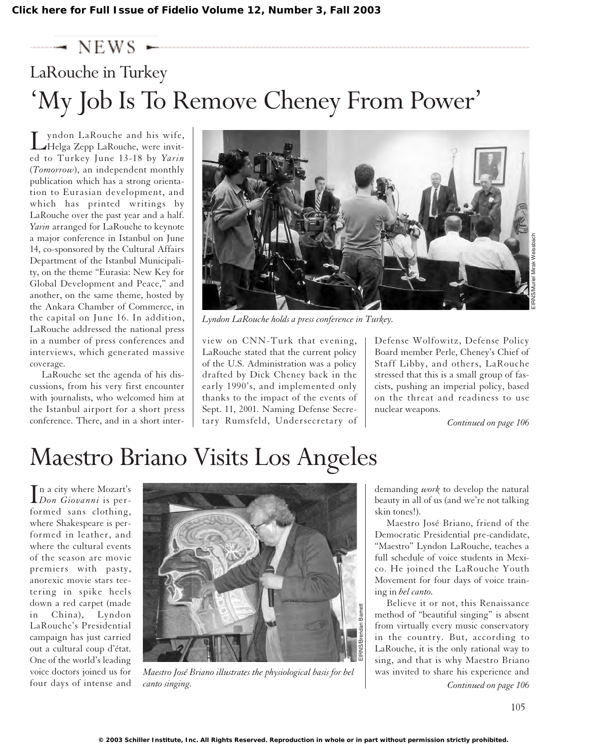Click here for Full Issue of Fidelio Volume 12, Number 3, Fall 2003

NEWS

## LaRouche in Turkey

# 'My Job Is To Remove Cheney From Power'

Lyndon LaRouche and his wife, Helga Zepp LaRouche, were invited to Turkey June 13-18 by *Yarin* (*Tomorrow*), an independent monthly publication which has a strong orientation to Eurasian development, and which has printed writings by LaRouche over the past year and a half. *Yarin* arranged for LaRouche to keynote a major conference in Istanbul on June 14, co-sponsored by the Cultural Affairs Department of the Istanbul Municipality, on the theme "Eurasia: New Key for Global Development and Peace," and another, on the same theme, hosted by the Ankara Chamber of Commerce, in the capital on June 16. In addition, LaRouche addressed the national press in a number of press conferences and interviews, which generated massive coverage.

LaRouche set the agenda of his discussions, from his very first encounter with journalists, who welcomed him at the Istanbul airport for a short press conference. There, and in a short interview on CNN-Turk that evening, LaRouche stated that the current policy of the U.S. Administration was a policy drafted by Dick Cheney back in the early 1990's, and implemented only thanks to the impact of the events of Sept. 11, 2001. Naming Defense Secretary Rumsfeld, Undersecretary of Defense Wolfowitz, Defense Policy Board member Perle, Cheney's Chief of Staff Libby, and others, LaRouche stressed that this is a small group of fascists, pushing an imperial policy, based on the threat and readiness to use nuclear weapons.

EIRNS/Muriel Mirak Weissbach

*Lyndon LaRouche holds a press conference in Turkey.*

*Continued on page 106*

# Maestro Briano Visits Los Angeles

In a city where Mozart's *Don Giovanni* is performed sans clothing, where Shakespeare is performed in leather, and where the cultural events of the season are movie premiers with pasty, anorexic movie stars teetering in spike heels down a red carpet (made in China), Lyndon LaRouche's Presidential campaign has just carried out a cultural coup d'état. One of the world's leading voice doctors joined us for four days of intense and demanding *work* to develop the natural beauty in all of us (and we're not talking skin tones!).

Maestro José Briano, friend of the Democratic Presidential pre-candidate, "Maestro" Lyndon LaRouche, teaches a full schedule of voice students in Mexico. He joined the LaRouche Youth Movement for four days of voice training in *bel canto*.

Believe it or not, this Renaissance method of "beautiful singing" is absent from virtually every music conservatory in the country. But, according to LaRouche, it is the only rational way to sing, and that is why Maestro Briano was invited to share his experience and

EIRNS/Brendan Barnett

*Maestro José Briano illustrates the physiological basis for bel canto singing.*

*Continued on page 106*

© 2003 Schiller Institute, Inc. All Rights Reserved. Reproduction in whole or in part without permission strictly prohibited.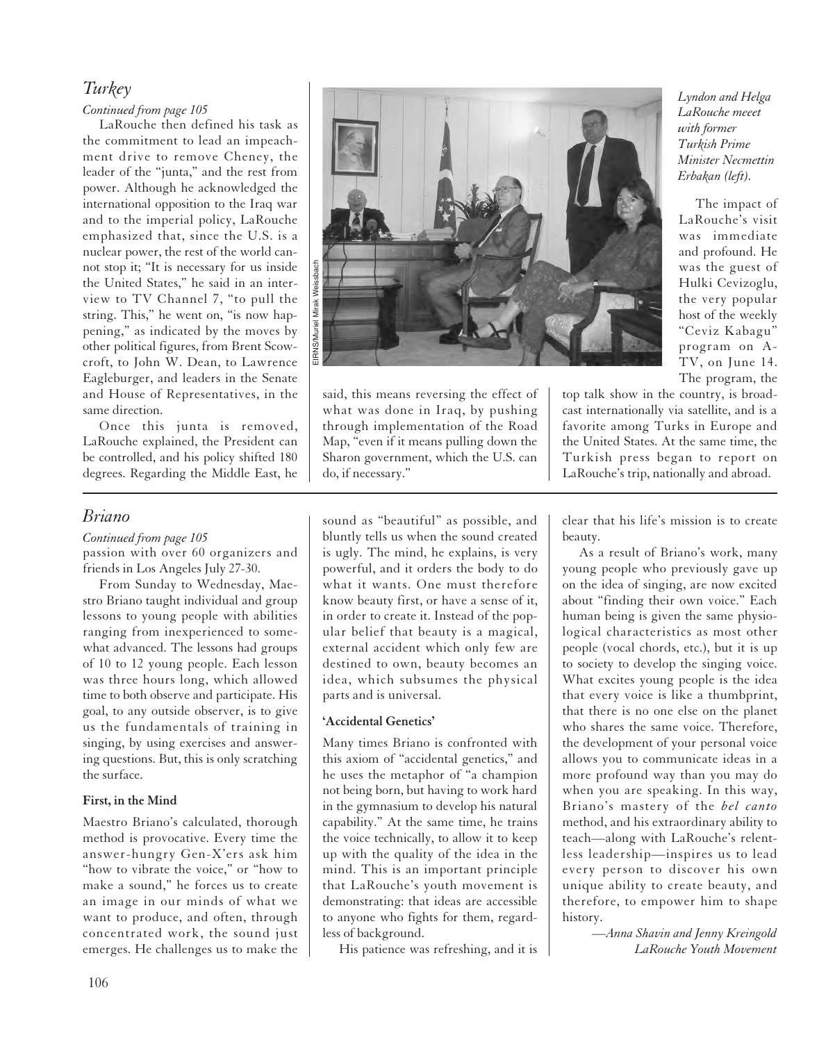## *Turkey*

*Continued from page 105*

LaRouche then defined his task as the commitment to lead an impeachment drive to remove Cheney, the leader of the "junta," and the rest from power. Although he acknowledged the international opposition to the Iraq war and to the imperial policy, LaRouche emphasized that, since the U.S. is a nuclear power, the rest of the world cannot stop it; "It is necessary for us inside the United States," he said in an interview to TV Channel 7, "to pull the string. This," he went on, "is now happening," as indicated by the moves by other political figures, from Brent Scowcroft, to John W. Dean, to Lawrence Eagleburger, and leaders in the Senate and House of Representatives, in the same direction.

Once this junta is removed, LaRouche explained, the President can be controlled, and his policy shifted 180 degrees. Regarding the Middle East, he said, this means reversing the effect of what was done in Iraq, by pushing through implementation of the Road Map, "even if it means pulling down the Sharon government, which the U.S. can do, if necessary."

EIRNS/Muriel Mirak Weissbach

*Lyndon and Helga LaRouche meeet with former Turkish Prime Minister Necmettin Erbakan (left).*

The impact of LaRouche's visit was immediate and profound. He was the guest of Hulki Cevizoglu, the very popular host of the weekly "Ceviz Kabagu" program on A-TV, on June 14. The program, the top talk show in the country, is broadcast internationally via satellite, and is a favorite among Turks in Europe and the United States. At the same time, the Turkish press began to report on LaRouche's trip, nationally and abroad.

## *Briano*

*Continued from page 105*

passion with over 60 organizers and friends in Los Angeles July 27-30.

From Sunday to Wednesday, Maestro Briano taught individual and group lessons to young people with abilities ranging from inexperienced to somewhat advanced. The lessons had groups of 10 to 12 young people. Each lesson was three hours long, which allowed time to both observe and participate. His goal, to any outside observer, is to give us the fundamentals of training in singing, by using exercises and answering questions. But, this is only scratching the surface.

### First, in the Mind

Maestro Briano's calculated, thorough method is provocative. Every time the answer-hungry Gen-X'ers ask him "how to vibrate the voice," or "how to make a sound," he forces us to create an image in our minds of what we want to produce, and often, through concentrated work, the sound just emerges. He challenges us to make the sound as "beautiful" as possible, and bluntly tells us when the sound created is ugly. The mind, he explains, is very powerful, and it orders the body to do what it wants. One must therefore know beauty first, or have a sense of it, in order to create it. Instead of the popular belief that beauty is a magical, external accident which only few are destined to own, beauty becomes an idea, which subsumes the physical parts and is universal.

### 'Accidental Genetics'

Many times Briano is confronted with this axiom of "accidental genetics," and he uses the metaphor of "a champion not being born, but having to work hard in the gymnasium to develop his natural capability." At the same time, he trains the voice technically, to allow it to keep up with the quality of the idea in the mind. This is an important principle that LaRouche's youth movement is demonstrating: that ideas are accessible to anyone who fights for them, regardless of background.

His patience was refreshing, and it is clear that his life's mission is to create beauty.

As a result of Briano's work, many young people who previously gave up on the idea of singing, are now excited about "finding their own voice." Each human being is given the same physiological characteristics as most other people (vocal chords, etc.), but it is up to society to develop the singing voice. What excites young people is the idea that every voice is like a thumbprint, that there is no one else on the planet who shares the same voice. Therefore, the development of your personal voice allows you to communicate ideas in a more profound way than you may do when you are speaking. In this way, Briano's mastery of the *bel canto* method, and his extraordinary ability to teach—along with LaRouche's relentless leadership—inspires us to lead every person to discover his own unique ability to create beauty, and therefore, to empower him to shape history.

—*Anna Shavin and Jenny Kreingold*
*LaRouche Youth Movement*